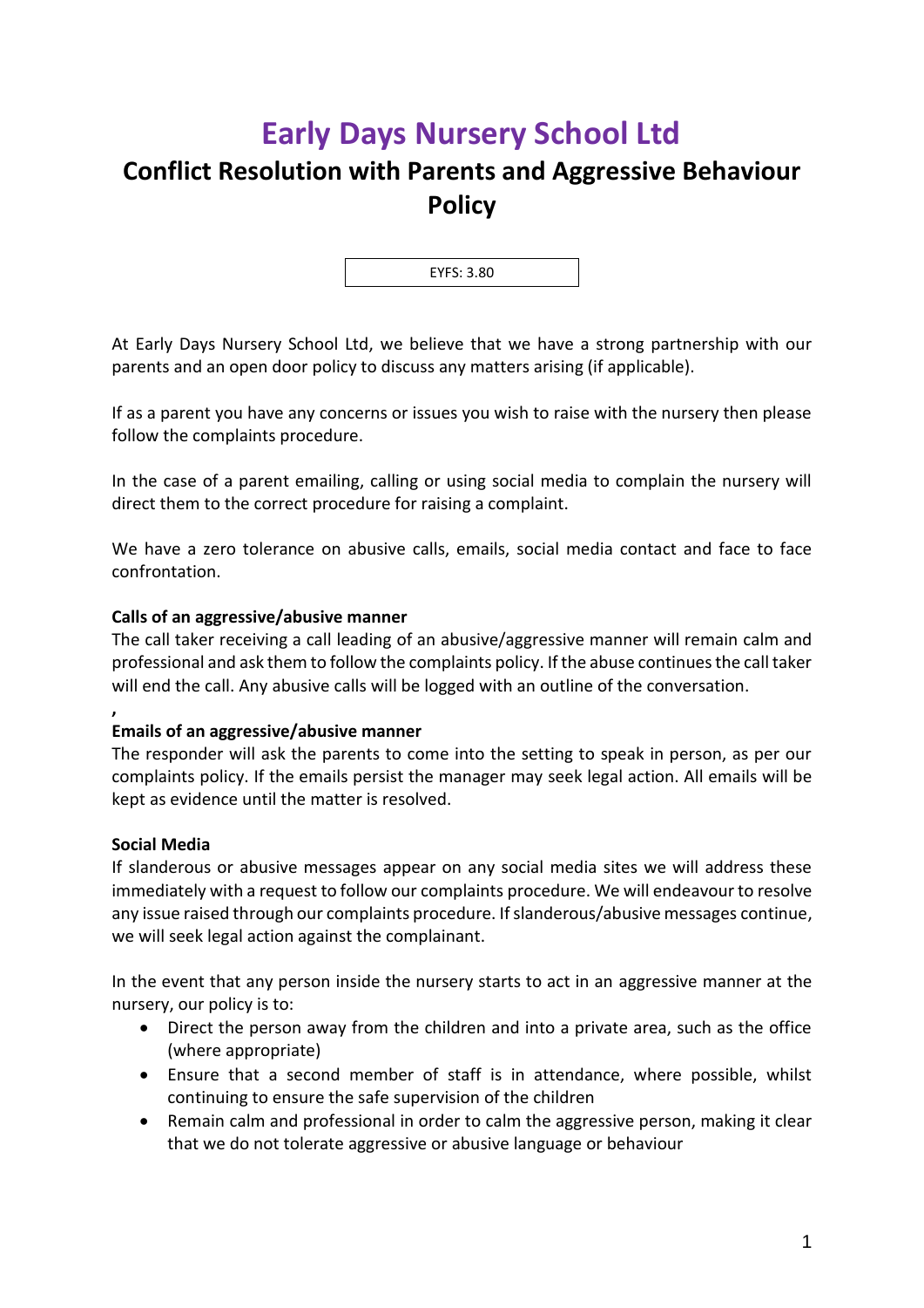# Early Days Nursery School Ltd

## Conflict Resolution with Parents and Aggressive Behaviour Policy

EYFS: 3.80

At Early Days Nursery School Ltd, we believe that we have a strong partnership with our parents and an open door policy to discuss any matters arising (if applicable).

If as a parent you have any concerns or issues you wish to raise with the nursery then please follow the complaints procedure.

In the case of a parent emailing, calling or using social media to complain the nursery will direct them to the correct procedure for raising a complaint.

We have a zero tolerance on abusive calls, emails, social media contact and face to face confrontation.

**Calls of an aggressive/abusive manner**
The call taker receiving a call leading of an abusive/aggressive manner will remain calm and professional and ask them to follow the complaints policy. If the abuse continues the call taker will end the call. Any abusive calls will be logged with an outline of the conversation.

,

**Emails of an aggressive/abusive manner**
The responder will ask the parents to come into the setting to speak in person, as per our complaints policy. If the emails persist the manager may seek legal action. All emails will be kept as evidence until the matter is resolved.

**Social Media**
If slanderous or abusive messages appear on any social media sites we will address these immediately with a request to follow our complaints procedure. We will endeavour to resolve any issue raised through our complaints procedure. If slanderous/abusive messages continue, we will seek legal action against the complainant.

In the event that any person inside the nursery starts to act in an aggressive manner at the nursery, our policy is to:

- Direct the person away from the children and into a private area, such as the office (where appropriate)
- Ensure that a second member of staff is in attendance, where possible, whilst continuing to ensure the safe supervision of the children
- Remain calm and professional in order to calm the aggressive person, making it clear that we do not tolerate aggressive or abusive language or behaviour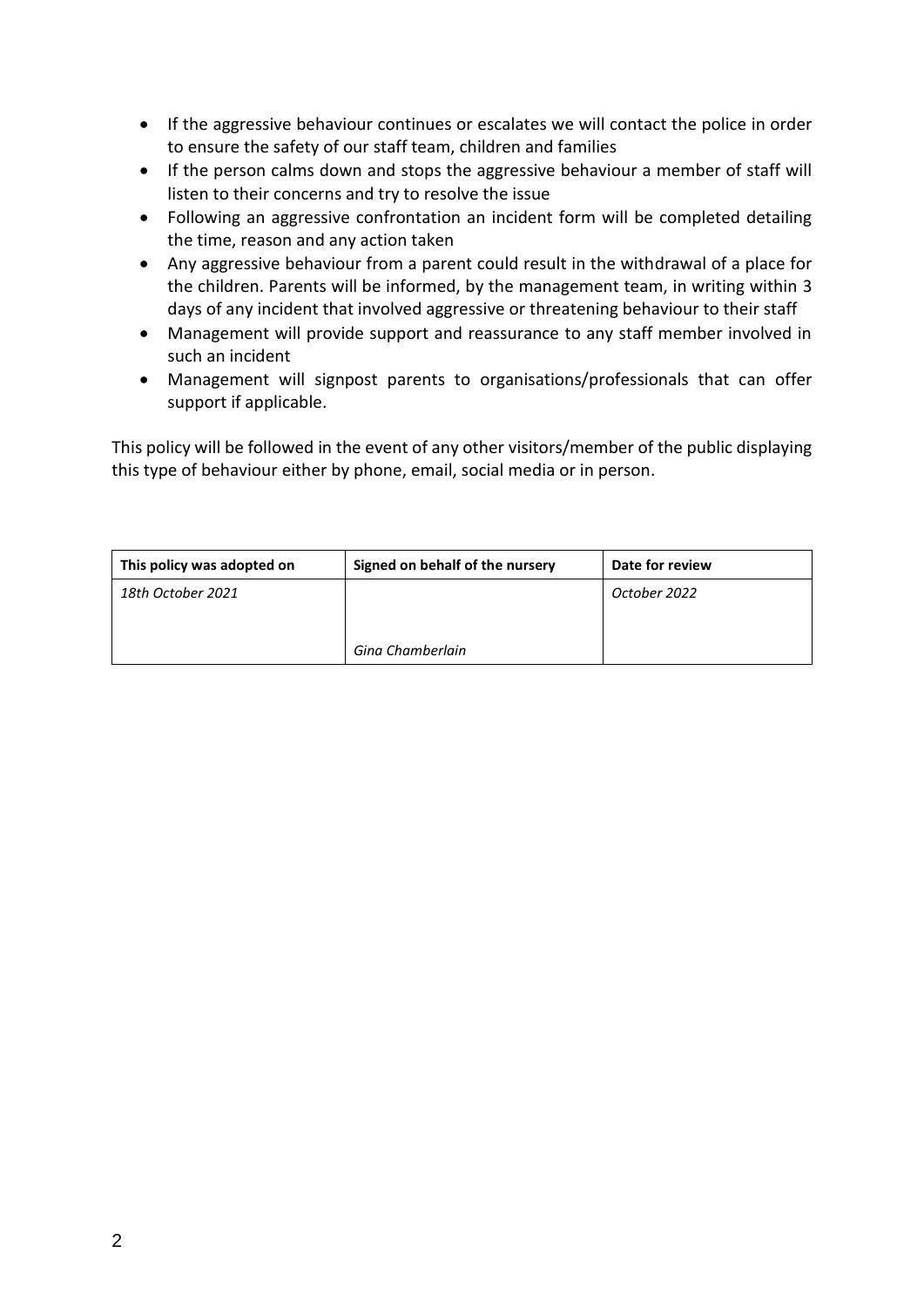- If the aggressive behaviour continues or escalates we will contact the police in order to ensure the safety of our staff team, children and families
- If the person calms down and stops the aggressive behaviour a member of staff will listen to their concerns and try to resolve the issue
- Following an aggressive confrontation an incident form will be completed detailing the time, reason and any action taken
- Any aggressive behaviour from a parent could result in the withdrawal of a place for the children. Parents will be informed, by the management team, in writing within 3 days of any incident that involved aggressive or threatening behaviour to their staff
- Management will provide support and reassurance to any staff member involved in such an incident
- Management will signpost parents to organisations/professionals that can offer support if applicable.

This policy will be followed in the event of any other visitors/member of the public displaying this type of behaviour either by phone, email, social media or in person.

| This policy was adopted on | Signed on behalf of the nursery | Date for review |
|---|---|---|
| *18th October 2021* | *Gina Chamberlain* | *October 2022* |